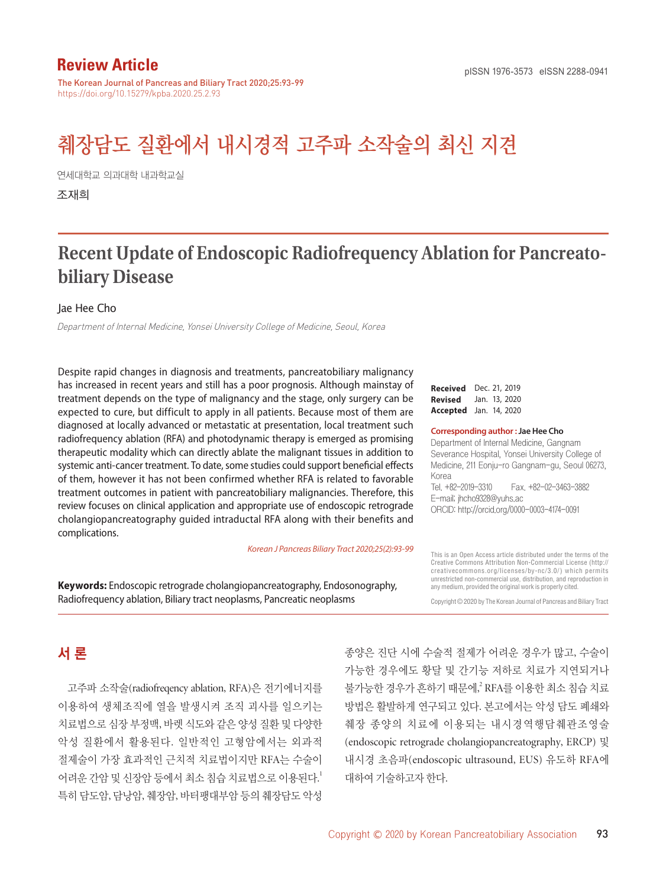**Review Article**

The Korean Journal of Pancreas and Biliary Tract 2020;25:93-99
https://doi.org/10.15279/kpba.2020.25.2.93

pISSN 1976-3573 eISSN 2288-0941

# 췌장담도 질환에서 내시경적 고주파 소작술의 최신 지견

연세대학교 의과대학 내과학교실

조재희

# Recent Update of Endoscopic Radiofrequency Ablation for Pancreatobiliary Disease

Jae Hee Cho

*Department of Internal Medicine, Yonsei University College of Medicine, Seoul, Korea*

Despite rapid changes in diagnosis and treatments, pancreatobiliary malignancy has increased in recent years and still has a poor prognosis. Although mainstay of treatment depends on the type of malignancy and the stage, only surgery can be expected to cure, but difficult to apply in all patients. Because most of them are diagnosed at locally advanced or metastatic at presentation, local treatment such radiofrequency ablation (RFA) and photodynamic therapy is emerged as promising therapeutic modality which can directly ablate the malignant tissues in addition to systemic anti-cancer treatment. To date, some studies could support beneficial effects of them, however it has not been confirmed whether RFA is related to favorable treatment outcomes in patient with pancreatobiliary malignancies. Therefore, this review focuses on clinical application and appropriate use of endoscopic retrograde cholangiopancreatography guided intraductal RFA along with their benefits and complications.

*Korean J Pancreas Biliary Tract 2020;25(2):93-99*

**Keywords:** Endoscopic retrograde cholangiopancreatography, Endosonography, Radiofrequency ablation, Biliary tract neoplasms, Pancreatic neoplasms

**Received** Dec. 21, 2019
**Revised** Jan. 13, 2020
**Accepted** Jan. 14, 2020

**Corresponding author : Jae Hee Cho**
Department of Internal Medicine, Gangnam Severance Hospital, Yonsei University College of Medicine, 211 Eonju-ro Gangnam-gu, Seoul 06273, Korea
Tel. +82-2019-3310 Fax. +82-02-3463-3882
E-mail; jhcho9328@yuhs.ac
ORCID: http://orcid.org/0000-0003-4174-0091

This is an Open Access article distributed under the terms of the Creative Commons Attribution Non-Commercial License (http://creativecommons.org/licenses/by-nc/3.0/) which permits unrestricted non-commercial use, distribution, and reproduction in any medium, provided the original work is properly cited.

Copyright © 2020 by The Korean Journal of Pancreas and Biliary Tract

## 서 론

고주파 소작술(radiofreqency ablation, RFA)은 전기에너지를 이용하여 생체조직에 열을 발생시켜 조직 괴사를 일으키는 치료법으로 심장 부정맥, 바렛 식도와 같은 양성 질환 및 다양한 악성 질환에서 활용된다. 일반적인 고형암에서는 외과적 절제술이 가장 효과적인 근치적 치료법이지만 RFA는 수술이 어려운 간암 및 신장암 등에서 최소 침습 치료법으로 이용된다.[1] 특히 담도암, 담낭암, 췌장암, 바터팽대부암 등의 췌장담도 악성 종양은 진단 시에 수술적 절제가 어려운 경우가 많고, 수술이 가능한 경우에도 황달 및 간기능 저하로 치료가 지연되거나 불가능한 경우가 흔하기 때문에,[2] RFA를 이용한 최소 침습 치료 방법은 활발하게 연구되고 있다. 본고에서는 악성 담도 폐쇄와 췌장 종양의 치료에 이용되는 내시경역행담췌관조영술(endoscopic retrograde cholangiopancreatography, ERCP) 및 내시경 초음파(endoscopic ultrasound, EUS) 유도하 RFA에 대하여 기술하고자 한다.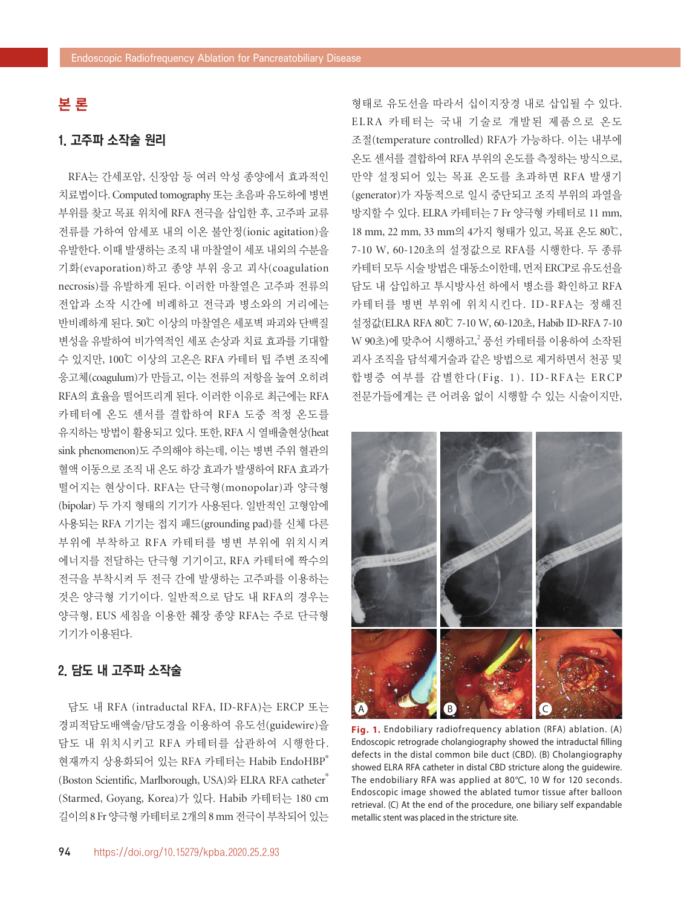# 본 론

## 1. 고주파 소작술 원리

RFA는 간세포암, 신장암 등 여러 악성 종양에서 효과적인 치료법이다. Computed tomography 또는 초음파 유도하에 병변 부위를 찾고 목표 위치에 RFA 전극을 삽입한 후, 고주파 교류 전류를 가하여 암세포 내의 이온 불안정(ionic agitation)을 유발한다. 이때 발생하는 조직 내 마찰열이 세포 내외의 수분을 기화(evaporation)하고 종양 부위 응고 괴사(coagulation necrosis)를 유발하게 된다. 이러한 마찰열은 고주파 전류의 전압과 소작 시간에 비례하고 전극과 병소와의 거리에는 반비례하게 된다. 50℃ 이상의 마찰열은 세포벽 파괴와 단백질 변성을 유발하여 비가역적인 세포 손상과 치료 효과를 기대할 수 있지만, 100℃ 이상의 고온은 RFA 카테터 팁 주변 조직에 응고체(coagulum)가 만들고, 이는 전류의 저항을 높여 오히려 RFA의 효율을 떨어뜨리게 된다. 이러한 이유로 최근에는 RFA 카테터에 온도 센서를 결합하여 RFA 도중 적정 온도를 유지하는 방법이 활용되고 있다. 또한, RFA 시 열배출현상(heat sink phenomenon)도 주의해야 하는데, 이는 병변 주위 혈관의 혈액 이동으로 조직 내 온도 하강 효과가 발생하여 RFA 효과가 떨어지는 현상이다. RFA는 단극형(monopolar)과 양극형(bipolar) 두 가지 형태의 기기가 사용된다. 일반적인 고형암에 사용되는 RFA 기기는 접지 패드(grounding pad)를 신체 다른 부위에 부착하고 RFA 카테터를 병변 부위에 위치시켜 에너지를 전달하는 단극형 기기이고, RFA 카테터에 짝수의 전극을 부착시켜 두 전극 간에 발생하는 고주파를 이용하는 것은 양극형 기기이다. 일반적으로 담도 내 RFA의 경우는 양극형, EUS 세침을 이용한 췌장 종양 RFA는 주로 단극형 기기가 이용된다.

## 2. 담도 내 고주파 소작술

담도 내 RFA (intraductal RFA, ID-RFA)는 ERCP 또는 경피적담도배액술/담도경을 이용하여 유도선(guidewire)을 담도 내 위치시키고 RFA 카테터를 삽입하여 시행한다. 현재까지 상용화되어 있는 RFA 카테터는 Habib EndoHBP® (Boston Scientific, Marlborough, USA)와 ELRA RFA catheter® (Starmed, Goyang, Korea)가 있다. Habib 카테터는 180 cm 길이의 8 Fr 양극형 카테터로 2개의 8 mm 전극이 부착되어 있는 형태로 유도선을 따라서 십이지장경 내로 삽입될 수 있다. ELRA 카테터는 국내 기술로 개발된 제품으로 온도 조절(temperature controlled) RFA가 가능하다. 이는 내부에 온도 센서를 결합하여 RFA 부위의 온도를 측정하는 방식으로, 만약 설정되어 있는 목표 온도를 초과하면 RFA 발생기(generator)가 자동적으로 일시 중단되고 조직 부위의 과열을 방지할 수 있다. ELRA 카테터는 7 Fr 양극형 카테터로 11 mm, 18 mm, 22 mm, 33 mm의 4가지 형태가 있고, 목표 온도 80℃, 7-10 W, 60-120초의 설정값으로 RFA를 시행한다. 두 종류 카테터 모두 시술 방법은 대동소이한데, 먼저 ERCP로 유도선을 담도 내 삽입하고 투시방사선 하에서 병소를 확인하고 RFA 카테터를 병변 부위에 위치시킨다. ID-RFA는 정해진 설정값(ELRA RFA 80℃ 7-10 W, 60-120초, Habib ID-RFA 7-10 W 90초)에 맞추어 시행하고,[2] 풍선 카테터를 이용하여 소작된 괴사 조직을 담석제거술과 같은 방법으로 제거하면서 천공 및 합병증 여부를 감별한다(Fig. 1). ID-RFA는 ERCP 전문가들에게는 큰 어려움 없이 시행할 수 있는 시술이지만,

**Fig. 1.** Endobiliary radiofrequency ablation (RFA) ablation. (A) Endoscopic retrograde cholangiography showed the intraductal filling defects in the distal common bile duct (CBD). (B) Cholangiography showed ELRA RFA catheter in distal CBD stricture along the guidewire. The endobiliary RFA was applied at 80℃, 10 W for 120 seconds. Endoscopic image showed the ablated tumor tissue after balloon retrieval. (C) At the end of the procedure, one biliary self expandable metallic stent was placed in the stricture site.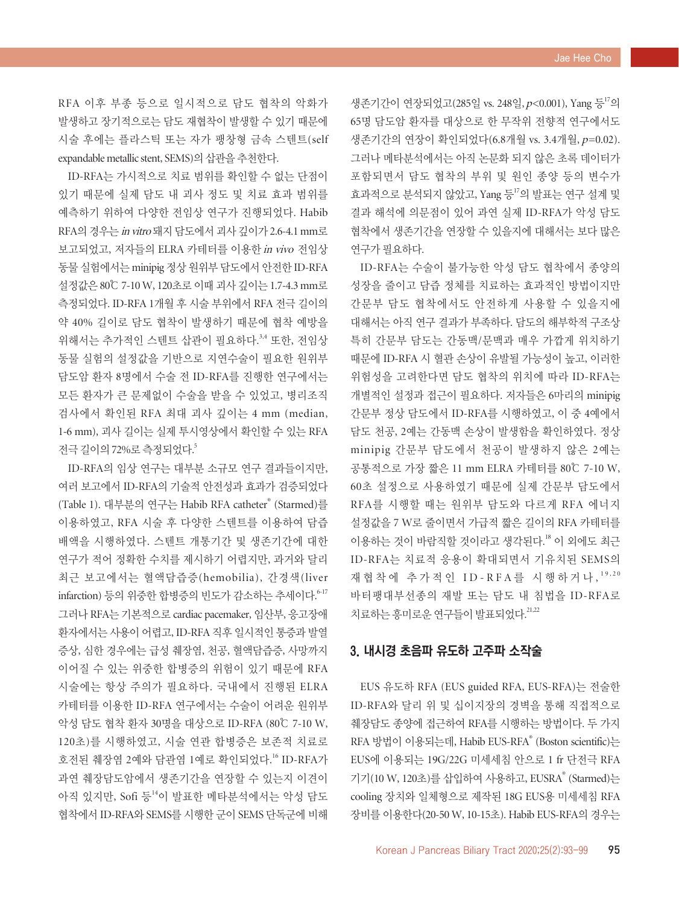RFA 이후 부종 등으로 일시적으로 담도 협착의 악화가 발생하고 장기적으로는 담도 재협착이 발생할 수 있기 때문에 시술 후에는 플라스틱 또는 자가 팽창형 금속 스텐트(self expandable metallic stent, SEMS)의 삽관을 추천한다.

ID-RFA는 가시적으로 치료 범위를 확인할 수 없는 단점이 있기 때문에 실제 담도 내 괴사 정도 및 치료 효과 범위를 예측하기 위하여 다양한 전임상 연구가 진행되었다. Habib RFA의 경우는 *in vitro* 돼지 담도에서 괴사 깊이가 2.6-4.1 mm로 보고되었고, 저자들의 ELRA 카테터를 이용한 *in vivo* 전임상 동물 실험에서는 minipig 정상 원위부 담도에서 안전한 ID-RFA 설정값은 80℃ 7-10 W, 120초로 이때 괴사 깊이는 1.7-4.3 mm로 측정되었다. ID-RFA 1개월 후 시술 부위에서 RFA 전극 길이의 약 40% 길이로 담도 협착이 발생하기 때문에 협착 예방을 위해서는 추가적인 스텐트 삽관이 필요하다.[3,4] 또한, 전임상 동물 실험의 설정값을 기반으로 지연수술이 필요한 원위부 담도암 환자 8명에서 수술 전 ID-RFA를 진행한 연구에서는 모든 환자가 큰 문제없이 수술을 받을 수 있었고, 병리조직 검사에서 확인된 RFA 최대 괴사 깊이는 4 mm (median, 1-6 mm), 괴사 길이는 실제 투시영상에서 확인할 수 있는 RFA 전극 길이의 72%로 측정되었다.[5]

ID-RFA의 임상 연구는 대부분 소규모 연구 결과들이지만, 여러 보고에서 ID-RFA의 기술적 안전성과 효과가 검증되었다(Table 1). 대부분의 연구는 Habib RFA catheter® (Starmed)를 이용하였고, RFA 시술 후 다양한 스텐트를 이용하여 담즙 배액을 시행하였다. 스텐트 개통기간 및 생존기간에 대한 연구가 적어 정확한 수치를 제시하기 어렵지만, 과거와 달리 최근 보고에서는 혈액담즙증(hemobilia), 간경색(liver infarction) 등의 위중한 합병증의 빈도가 감소하는 추세이다.[6-17] 그러나 RFA는 기본적으로 cardiac pacemaker, 임산부, 응고장애 환자에서는 사용이 어렵고, ID-RFA 직후 일시적인 통증과 발열 증상, 심한 경우에는 급성 췌장염, 천공, 혈액담즙증, 사망까지 이어질 수 있는 위중한 합병증의 위험이 있기 때문에 RFA 시술에는 항상 주의가 필요하다. 국내에서 진행된 ELRA 카테터를 이용한 ID-RFA 연구에서는 수술이 어려운 원위부 악성 담도 협착 환자 30명을 대상으로 ID-RFA (80℃ 7-10 W, 120초)를 시행하였고, 시술 연관 합병증은 보존적 치료로 호전된 췌장염 2예와 담관염 1예로 확인되었다.[16] ID-RFA가 과연 췌장담도암에서 생존기간을 연장할 수 있는지 이견이 아직 있지만, Sofi 등[14]이 발표한 메타분석에서는 악성 담도 협착에서 ID-RFA와 SEMS를 시행한 군이 SEMS 단독군에 비해 생존기간이 연장되었고(285일 vs. 248일, $p$<0.001), Yang 등[17]의 65명 담도암 환자를 대상으로 한 무작위 전향적 연구에서도 생존기간의 연장이 확인되었다(6.8개월 vs. 3.4개월, $p$=0.02). 그러나 메타분석에서는 아직 논문화 되지 않은 초록 데이터가 포함되면서 담도 협착의 부위 및 원인 종양 등의 변수가 효과적으로 분석되지 않았고, Yang 등[17]의 발표는 연구 설계 및 결과 해석에 의문점이 있어 과연 실제 ID-RFA가 악성 담도 협착에서 생존기간을 연장할 수 있을지에 대해서는 보다 많은 연구가 필요하다.

ID-RFA는 수술이 불가능한 악성 담도 협착에서 종양의 성장을 줄이고 담즙 정체를 치료하는 효과적인 방법이지만 간문부 담도 협착에서도 안전하게 사용할 수 있을지에 대해서는 아직 연구 결과가 부족하다. 담도의 해부학적 구조상 특히 간문부 담도는 간동맥/문맥과 매우 가깝게 위치하기 때문에 ID-RFA 시 혈관 손상이 유발될 가능성이 높고, 이러한 위험성을 고려한다면 담도 협착의 위치에 따라 ID-RFA는 개별적인 설정과 접근이 필요하다. 저자들은 6마리의 minipig 간문부 정상 담도에서 ID-RFA를 시행하였고, 이 중 4예에서 담도 천공, 2예는 간동맥 손상이 발생함을 확인하였다. 정상 minipig 간문부 담도에서 천공이 발생하지 않은 2예는 공통적으로 가장 짧은 11 mm ELRA 카테터를 80℃ 7-10 W, 60초 설정으로 사용하였기 때문에 실제 간문부 담도에서 RFA를 시행할 때는 원위부 담도와 다르게 RFA 에너지 설정값을 7 W로 줄이면서 가급적 짧은 길이의 RFA 카테터를 이용하는 것이 바람직할 것이라고 생각된다.[18] 이 외에도 최근 ID-RFA는 치료적 응용이 확대되면서 기유치된 SEMS의 재협착에 추가적인 ID-RFA를 시행하거나,[19,20] 바터팽대부선종의 재발 또는 담도 내 침범을 ID-RFA로 치료하는 흥미로운 연구들이 발표되었다.[21,22]

## 3. 내시경 초음파 유도하 고주파 소작술

EUS 유도하 RFA (EUS guided RFA, EUS-RFA)는 전술한 ID-RFA와 달리 위 및 십이지장의 경벽을 통해 직접적으로 췌장담도 종양에 접근하여 RFA를 시행하는 방법이다. 두 가지 RFA 방법이 이용되는데, Habib EUS-RFA® (Boston scientific)는 EUS에 이용되는 19G/22G 미세세침 안으로 1 fr 단전극 RFA 기기(10 W, 120초)를 삽입하여 사용하고, EUSRA® (Starmed)는 cooling 장치와 일체형으로 제작된 18G EUS용 미세세침 RFA 장비를 이용한다(20-50 W, 10-15초). Habib EUS-RFA의 경우는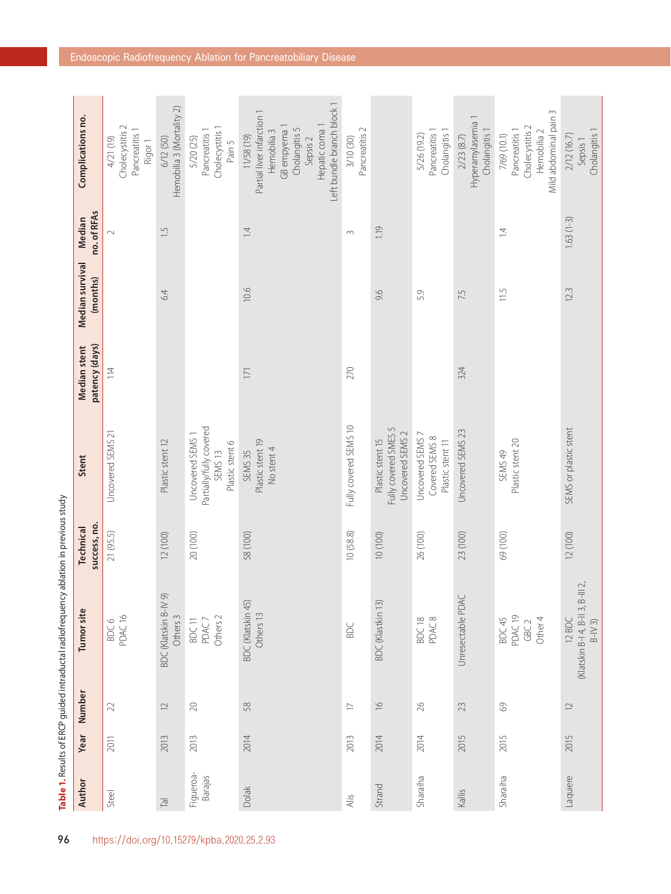**Table 1.** Results of ERCP guided intraductal radiofrequency ablation in previous study

| Author | Year | Number | Tumor site | Technical success, no. | Stent | Median stent patency (days) | Median survival (months) | Median no. of RFAs | Complications no. |
|---|---|---|---|---|---|---|---|---|---|
| Steel | 2011 | 22 | BDC 6<br>PDAC 16 | 21 (95.5) | Uncovered SEMS 21 | 114 | | 2 | 4/21 (19)<br>Cholecystitis 2<br>Pancreatitis 1<br>Rigor 1 |
| Tal | 2013 | 12 | BDC (Klatskin B-IV 9)<br>Others 3 | 12 (100) | Plastic stent 12 | | 6.4 | 1.5 | 6/12 (50)<br>Hemobilia 3 (Mortality 2) |
| Figueroa-Barajas | 2013 | 20 | BDC 11<br>PDAC 7<br>Others 2 | 20 (100) | Uncovered SEMS 1<br>Partially/fully covered SEMS 13<br>Plastic stent 6 | | | | 5/20 (25)<br>Pancreatitis 1<br>Cholecystitis 1<br>Pain 5 |
| Dolak | 2014 | 58 | BDC (Klatskin 45)<br>Others 13 | 58 (100) | SEMS 35<br>Plastic stent 19<br>No stent 4 | 171 | 10.6 | 1.4 | 11/58 (19)<br>Partial liver infarction 1<br>Hemobilia 3<br>GB empyema 1<br>Cholangitis 5<br>Sepsis 2<br>Hepatic coma 1<br>Left bundle branch block 1 |
| Alis | 2013 | 17 | BDC | 10 (58.8) | Fully covered SEMS 10 | 270 | | 3 | 3/10 (30)<br>Pancreatitis 2 |
| Strand | 2014 | 16 | BDC (Klastkin 13) | 10 (100) | Plastic stent 15<br>Fully covered SMES 5<br>Uncovered SEMS 2 | | 9.6 | 1.19 | |
| Sharaiha | 2014 | 26 | BDC 18<br>PDAC 8 | 26 (100) | Uncovered SEMS 7<br>Covered SEMS 8<br>Plastic stent 11 | | 5.9 | | 5/26 (19.2)<br>Pancreatitis 1<br>Cholangitis 1 |
| Kallis | 2015 | 23 | Unresectable PDAC | 23 (100) | Uncovered SEMS 23 | 324 | 7.5 | | 2/23 (8.7)<br>Hyperamylasemia 1<br>Cholangitis 1 |
| Sharaiha | 2015 | 69 | BDC 45<br>PDAC 19<br>GBC 2<br>Other 4 | 69 (100) | SEMS 49<br>Plastic stent 20 | | 11.5 | 1.4 | 7/69 (10.1)<br>Pancreatitis 1<br>Cholecystitis 2<br>Hemobilia 2<br>Mild abdominal pain 3 |
| Laquiere | 2015 | 12 | 12 BDC<br>(Klatskin B-I 4, B-II 3, B-III 2, B-IV 3) | 12 (100) | SEMS or plastic stent | | 12.3 | 1.63 (1-3) | 2/12 (16.7)<br>Sepsis 1<br>Cholangitis 1 |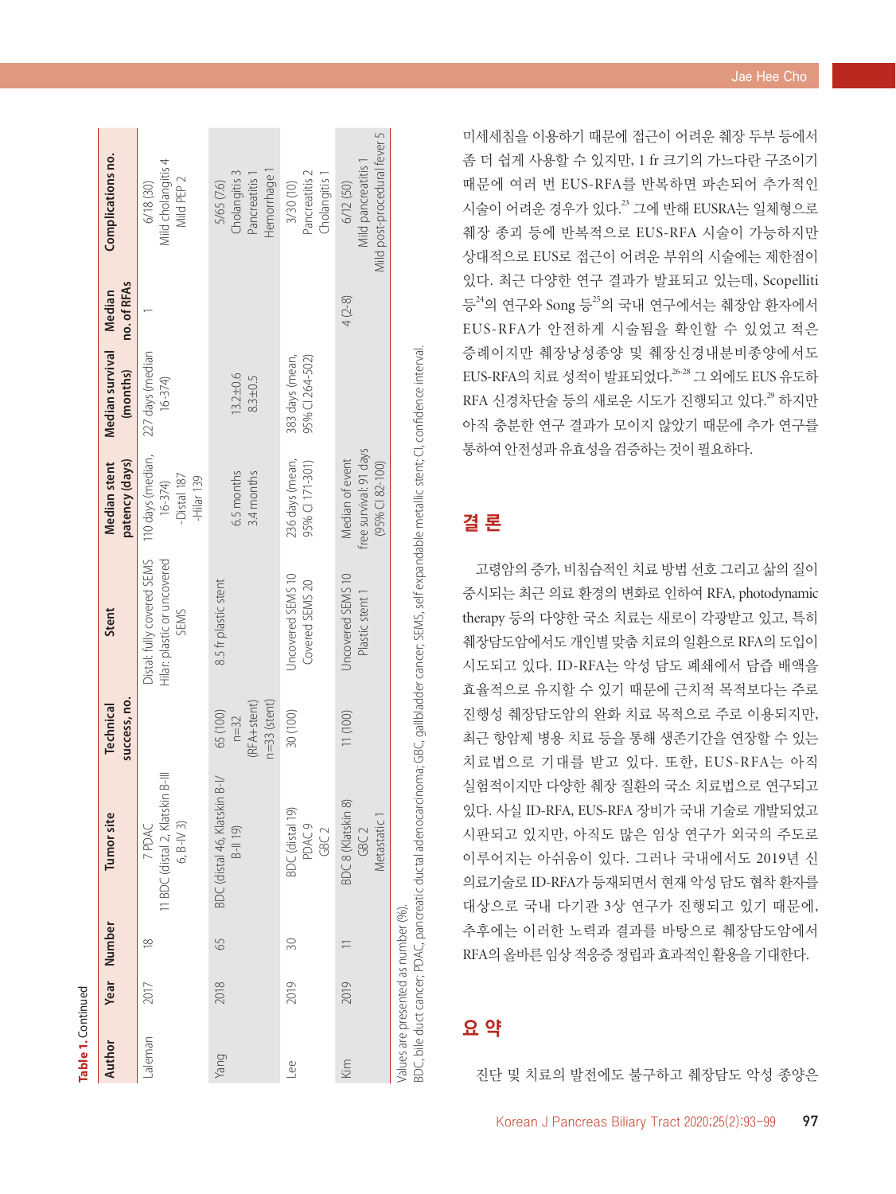**Table 1.** Continued

| Author | Year | Number | Tumor site | Technical success, no. | Stent | Median stent patency (days) | Median survival (months) | Median no. of RFAs | Complications no. |
|---|---|---|---|---|---|---|---|---|---|
| Laleman | 2017 | 18 | 7 PDAC<br>11 BDC (distal 2, Klatskin B-III 6, B-IV 3) | | Distal: fully covered SEMS<br>Hilar: plastic or uncovered SEMS | 110 days (median, 16-374)<br>-Distal 187<br>-Hilar 139 | 227 days (median 16-374) | 1 | 6/18 (30)<br>Mild cholangitis 4<br>Mild PEP 2 |
| Yang | 2018 | 65 | BDC (distal 46, Klatskin B-I/B-II 19) | 65 (100)<br>n=32<br>(RFA+stent)<br>n=33 (stent) | 8.5 fr plastic stent | 6.5 months<br>3.4 months | 13.2±0.6<br>8.3±0.5 | | 5/65 (7.6)<br>Cholangitis 3<br>Pancreatitis 1<br>Hemorrhage 1 |
| Lee | 2019 | 30 | BDC (distal 19)<br>PDAC 9<br>GBC 2 | 30 (100) | Uncovered SEMS 10<br>Covered SEMS 20 | 236 days (mean, 95% CI 171-301) | 383 days (mean, 95% CI 264-502) | | 3/30 (10)<br>Pancreatitis 2<br>Cholangitis 1 |
| Kim | 2019 | 11 | BDC 8 (Klatskin 8)<br>GBC 2<br>Metastatic 1 | 11 (100) | Uncovered SEMS 10<br>Plastic stent 1 | Median of event free survival: 91 days (95% CI 82-100) | | 4 (2-8) | 6/12 (50)<br>Mild pancreatitis 1<br>Mild post-procedural fever 5 |

Values are presented as number (%).
BDC, bile duct cancer; PDAC, pancreatic ductal adenocarcinoma; GBC, gallbladder cancer; SEMS, self expandable metallic stent; CI, confidence interval.

미세세침을 이용하기 때문에 접근이 어려운 췌장 두부 등에서 좀 더 쉽게 사용할 수 있지만, 1 fr 크기의 가느다란 구조이기 때문에 여러 번 EUS-RFA를 반복하면 파손되어 추가적인 시술이 어려운 경우가 있다.[23] 그에 반해 EUSRA는 일체형으로 췌장 종괴 등에 반복적으로 EUS-RFA 시술이 가능하지만 상대적으로 EUS로 접근이 어려운 부위의 시술에는 제한점이 있다. 최근 다양한 연구 결과가 발표되고 있는데, Scopelliti 등[24]의 연구와 Song 등[25]의 국내 연구에서는 췌장암 환자에서 EUS-RFA가 안전하게 시술됨을 확인할 수 있었고 적은 증례이지만 췌장낭성종양 및 췌장신경내분비종양에서도 EUS-RFA의 치료 성적이 발표되었다.[26-28] 그 외에도 EUS 유도하 RFA 신경차단술 등의 새로운 시도가 진행되고 있다.[29] 하지만 아직 충분한 연구 결과가 모이지 않았기 때문에 추가 연구를 통하여 안전성과 유효성을 검증하는 것이 필요하다.

## 결 론

고령암의 증가, 비침습적인 치료 방법 선호 그리고 삶의 질이 중시되는 최근 의료 환경의 변화로 인하여 RFA, photodynamic therapy 등의 다양한 국소 치료는 새로이 각광받고 있고, 특히 췌장담도암에서도 개인별 맞춤 치료의 일환으로 RFA의 도입이 시도되고 있다. ID-RFA는 악성 담도 폐쇄에서 담즙 배액을 효율적으로 유지할 수 있기 때문에 근치적 목적보다는 주로 진행성 췌장담도암의 완화 치료 목적으로 주로 이용되지만, 최근 항암제 병용 치료 등을 통해 생존기간을 연장할 수 있는 치료법으로 기대를 받고 있다. 또한, EUS-RFA는 아직 실험적이지만 다양한 췌장 질환의 국소 치료법으로 연구되고 있다. 사실 ID-RFA, EUS-RFA 장비가 국내 기술로 개발되었고 시판되고 있지만, 아직도 많은 임상 연구가 외국의 주도로 이루어지는 아쉬움이 있다. 그러나 국내에서도 2019년 신의료기술로 ID-RFA가 등재되면서 현재 악성 담도 협착 환자를 대상으로 국내 다기관 3상 연구가 진행되고 있기 때문에, 추후에는 이러한 노력과 결과를 바탕으로 췌장담도암에서 RFA의 올바른 임상 적응증 정립과 효과적인 활용을 기대한다.

## 요 약

진단 및 치료의 발전에도 불구하고 췌장담도 악성 종양은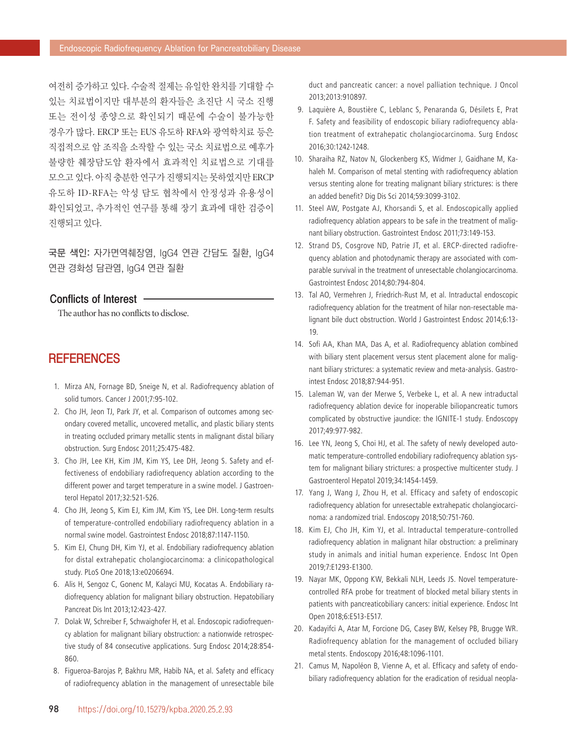여전히 증가하고 있다. 수술적 절제는 유일한 완치를 기대할 수 있는 치료법이지만 대부분의 환자들은 초진단 시 국소 진행 또는 전이성 종양으로 확인되기 때문에 수술이 불가능한 경우가 많다. ERCP 또는 EUS 유도하 RFA와 광역학치료 등은 직접적으로 암 조직을 소작할 수 있는 국소 치료법으로 예후가 불량한 췌장담도암 환자에서 효과적인 치료법으로 기대를 모으고 있다. 아직 충분한 연구가 진행되지는 못하였지만 ERCP 유도하 ID-RFA는 악성 담도 협착에서 안정성과 유용성이 확인되었고, 추가적인 연구를 통해 장기 효과에 대한 검증이 진행되고 있다.

**국문 색인:** 자가면역췌장염, IgG4 연관 간담도 질환, IgG4 연관 경화성 담관염, IgG4 연관 질환

## Conflicts of Interest

The author has no conflicts to disclose.

## REFERENCES

1. Mirza AN, Fornage BD, Sneige N, et al. Radiofrequency ablation of solid tumors. Cancer J 2001;7:95-102.
2. Cho JH, Jeon TJ, Park JY, et al. Comparison of outcomes among secondary covered metallic, uncovered metallic, and plastic biliary stents in treating occluded primary metallic stents in malignant distal biliary obstruction. Surg Endosc 2011;25:475-482.
3. Cho JH, Lee KH, Kim JM, Kim YS, Lee DH, Jeong S. Safety and effectiveness of endobiliary radiofrequency ablation according to the different power and target temperature in a swine model. J Gastroenterol Hepatol 2017;32:521-526.
4. Cho JH, Jeong S, Kim EJ, Kim JM, Kim YS, Lee DH. Long-term results of temperature-controlled endobiliary radiofrequency ablation in a normal swine model. Gastrointest Endosc 2018;87:1147-1150.
5. Kim EJ, Chung DH, Kim YJ, et al. Endobiliary radiofrequency ablation for distal extrahepatic cholangiocarcinoma: a clinicopathological study. PLoS One 2018;13:e0206694.
6. Alis H, Sengoz C, Gonenc M, Kalayci MU, Kocatas A. Endobiliary radiofrequency ablation for malignant biliary obstruction. Hepatobiliary Pancreat Dis Int 2013;12:423-427.
7. Dolak W, Schreiber F, Schwaighofer H, et al. Endoscopic radiofrequency ablation for malignant biliary obstruction: a nationwide retrospective study of 84 consecutive applications. Surg Endosc 2014;28:854-860.
8. Figueroa-Barojas P, Bakhru MR, Habib NA, et al. Safety and efficacy of radiofrequency ablation in the management of unresectable bile duct and pancreatic cancer: a novel palliation technique. J Oncol 2013;2013:910897.
9. Laquière A, Boustière C, Leblanc S, Penaranda G, Désilets E, Prat F. Safety and feasibility of endoscopic biliary radiofrequency ablation treatment of extrahepatic cholangiocarcinoma. Surg Endosc 2016;30:1242-1248.
10. Sharaiha RZ, Natov N, Glockenberg KS, Widmer J, Gaidhane M, Kahaleh M. Comparison of metal stenting with radiofrequency ablation versus stenting alone for treating malignant biliary strictures: is there an added benefit? Dig Dis Sci 2014;59:3099-3102.
11. Steel AW, Postgate AJ, Khorsandi S, et al. Endoscopically applied radiofrequency ablation appears to be safe in the treatment of malignant biliary obstruction. Gastrointest Endosc 2011;73:149-153.
12. Strand DS, Cosgrove ND, Patrie JT, et al. ERCP-directed radiofrequency ablation and photodynamic therapy are associated with comparable survival in the treatment of unresectable cholangiocarcinoma. Gastrointest Endosc 2014;80:794-804.
13. Tal AO, Vermehren J, Friedrich-Rust M, et al. Intraductal endoscopic radiofrequency ablation for the treatment of hilar non-resectable malignant bile duct obstruction. World J Gastrointest Endosc 2014;6:13-19.
14. Sofi AA, Khan MA, Das A, et al. Radiofrequency ablation combined with biliary stent placement versus stent placement alone for malignant biliary strictures: a systematic review and meta-analysis. Gastrointest Endosc 2018;87:944-951.
15. Laleman W, van der Merwe S, Verbeke L, et al. A new intraductal radiofrequency ablation device for inoperable biliopancreatic tumors complicated by obstructive jaundice: the IGNITE-1 study. Endoscopy 2017;49:977-982.
16. Lee YN, Jeong S, Choi HJ, et al. The safety of newly developed automatic temperature-controlled endobiliary radiofrequency ablation system for malignant biliary strictures: a prospective multicenter study. J Gastroenterol Hepatol 2019;34:1454-1459.
17. Yang J, Wang J, Zhou H, et al. Efficacy and safety of endoscopic radiofrequency ablation for unresectable extrahepatic cholangiocarcinoma: a randomized trial. Endoscopy 2018;50:751-760.
18. Kim EJ, Cho JH, Kim YJ, et al. Intraductal temperature-controlled radiofrequency ablation in malignant hilar obstruction: a preliminary study in animals and initial human experience. Endosc Int Open 2019;7:E1293-E1300.
19. Nayar MK, Oppong KW, Bekkali NLH, Leeds JS. Novel temperature-controlled RFA probe for treatment of blocked metal biliary stents in patients with pancreaticobiliary cancers: initial experience. Endosc Int Open 2018;6:E513-E517.
20. Kadayifci A, Atar M, Forcione DG, Casey BW, Kelsey PB, Brugge WR. Radiofrequency ablation for the management of occluded biliary metal stents. Endoscopy 2016;48:1096-1101.
21. Camus M, Napoléon B, Vienne A, et al. Efficacy and safety of endobiliary radiofrequency ablation for the eradication of residual neopla-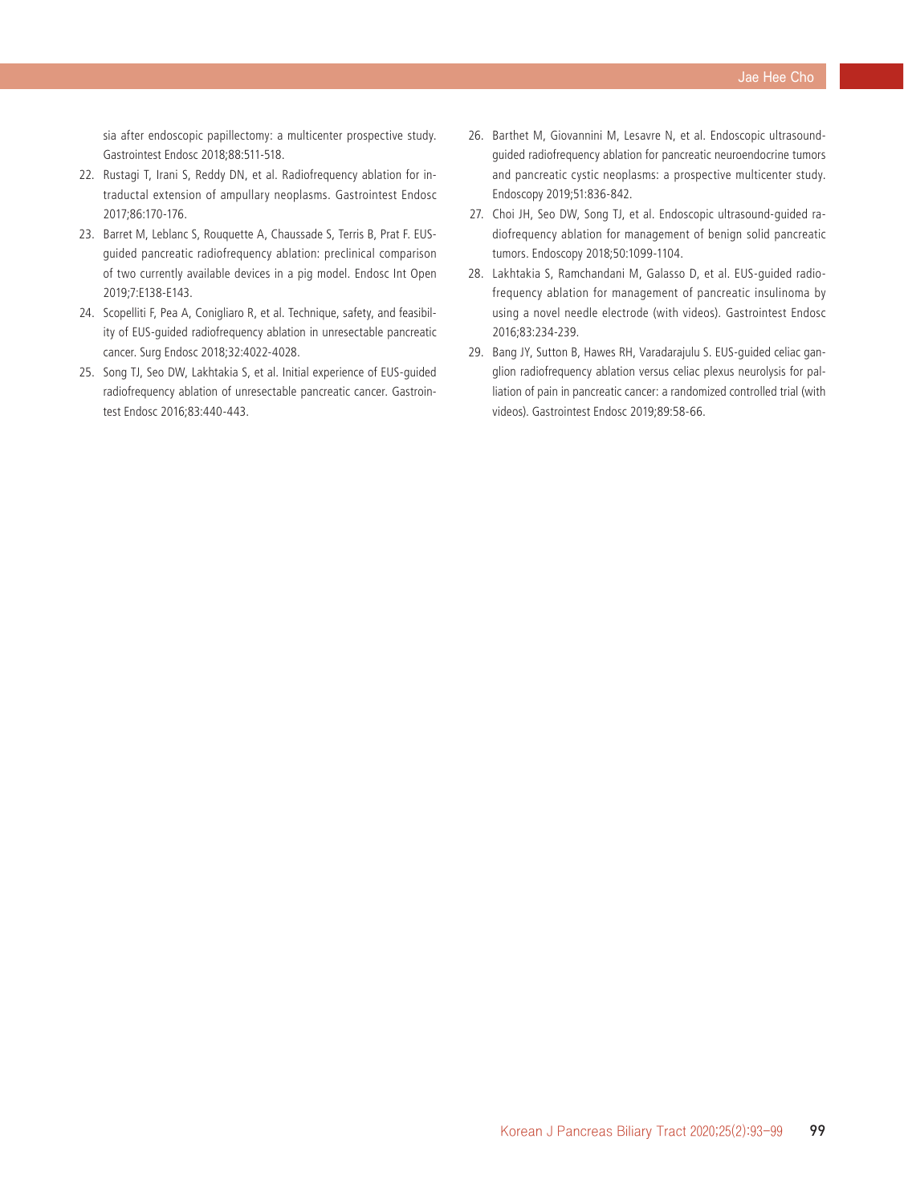sia after endoscopic papillectomy: a multicenter prospective study. Gastrointest Endosc 2018;88:511-518.

22. Rustagi T, Irani S, Reddy DN, et al. Radiofrequency ablation for intraductal extension of ampullary neoplasms. Gastrointest Endosc 2017;86:170-176.
23. Barret M, Leblanc S, Rouquette A, Chaussade S, Terris B, Prat F. EUS-guided pancreatic radiofrequency ablation: preclinical comparison of two currently available devices in a pig model. Endosc Int Open 2019;7:E138-E143.
24. Scopelliti F, Pea A, Conigliaro R, et al. Technique, safety, and feasibility of EUS-guided radiofrequency ablation in unresectable pancreatic cancer. Surg Endosc 2018;32:4022-4028.
25. Song TJ, Seo DW, Lakhtakia S, et al. Initial experience of EUS-guided radiofrequency ablation of unresectable pancreatic cancer. Gastrointest Endosc 2016;83:440-443.
26. Barthet M, Giovannini M, Lesavre N, et al. Endoscopic ultrasound-guided radiofrequency ablation for pancreatic neuroendocrine tumors and pancreatic cystic neoplasms: a prospective multicenter study. Endoscopy 2019;51:836-842.
27. Choi JH, Seo DW, Song TJ, et al. Endoscopic ultrasound-guided radiofrequency ablation for management of benign solid pancreatic tumors. Endoscopy 2018;50:1099-1104.
28. Lakhtakia S, Ramchandani M, Galasso D, et al. EUS-guided radiofrequency ablation for management of pancreatic insulinoma by using a novel needle electrode (with videos). Gastrointest Endosc 2016;83:234-239.
29. Bang JY, Sutton B, Hawes RH, Varadarajulu S. EUS-guided celiac ganglion radiofrequency ablation versus celiac plexus neurolysis for palliation of pain in pancreatic cancer: a randomized controlled trial (with videos). Gastrointest Endosc 2019;89:58-66.